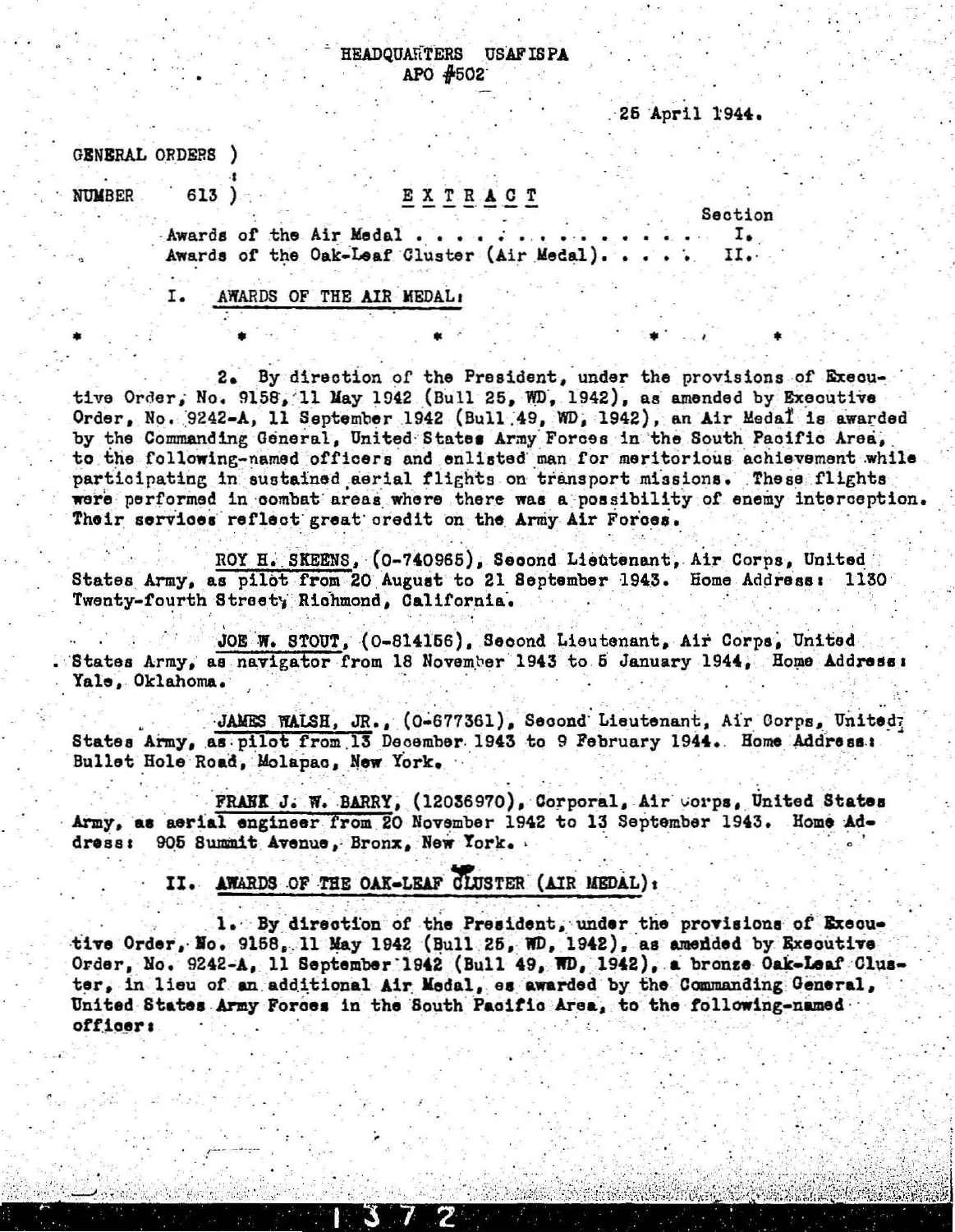HEADQUARTERS USAFISPA
APO #502

25 April 1944.

GENERAL ORDERS )
NUMBER 613 )

**EXTRACT**

| | Section |
|---|---|
| Awards of the Air Medal . . . . . . . . . . . . . . . . | I. |
| Awards of the Oak-Leaf Cluster (Air Medal). . . . . | II. |

I. AWARDS OF THE AIR MEDAL:

\* \* \* \* \*

2. By direction of the President, under the provisions of Executive Order, No. 9158, 11 May 1942 (Bull 25, WD, 1942), as amended by Executive Order, No. 9242-A, 11 September 1942 (Bull 49, WD, 1942), an Air Medal is awarded by the Commanding General, United States Army Forces in the South Pacific Area, to the following-named officers and enlisted man for meritorious achievement while participating in sustained aerial flights on transport missions. These flights were performed in combat areas where there was a possibility of enemy interception. Their services reflect great credit on the Army Air Forces.

ROY H. SKEENS, (O-740965), Second Lieutenant, Air Corps, United States Army, as pilot from 20 August to 21 September 1943. Home Address: 1130 Twenty-fourth Street, Richmond, California.

JOE W. STOUT, (O-814156), Second Lieutenant, Air Corps, United States Army, as navigator from 18 November 1943 to 5 January 1944. Home Address: Yale, Oklahoma.

JAMES WALSH, JR., (O-677361), Second Lieutenant, Air Corps, United States Army, as pilot from 13 December 1943 to 9 February 1944. Home Address: Bullet Hole Road, Molapac, New York.

FRANK J. W. BARRY, (12036970), Corporal, Air Corps, United States Army, as aerial engineer from 20 November 1942 to 13 September 1943. Home Address: 905 Summit Avenue, Bronx, New York.

II. AWARDS OF THE OAK-LEAF CLUSTER (AIR MEDAL):

1. By direction of the President, under the provisions of Executive Order, No. 9158, 11 May 1942 (Bull 25, WD, 1942), as amended by Executive Order, No. 9242-A, 11 September 1942 (Bull 49, WD, 1942), a bronze Oak-Leaf Cluster, in lieu of an additional Air Medal, es awarded by the Commanding General, United States Army Forces in the South Pacific Area, to the following-named officer: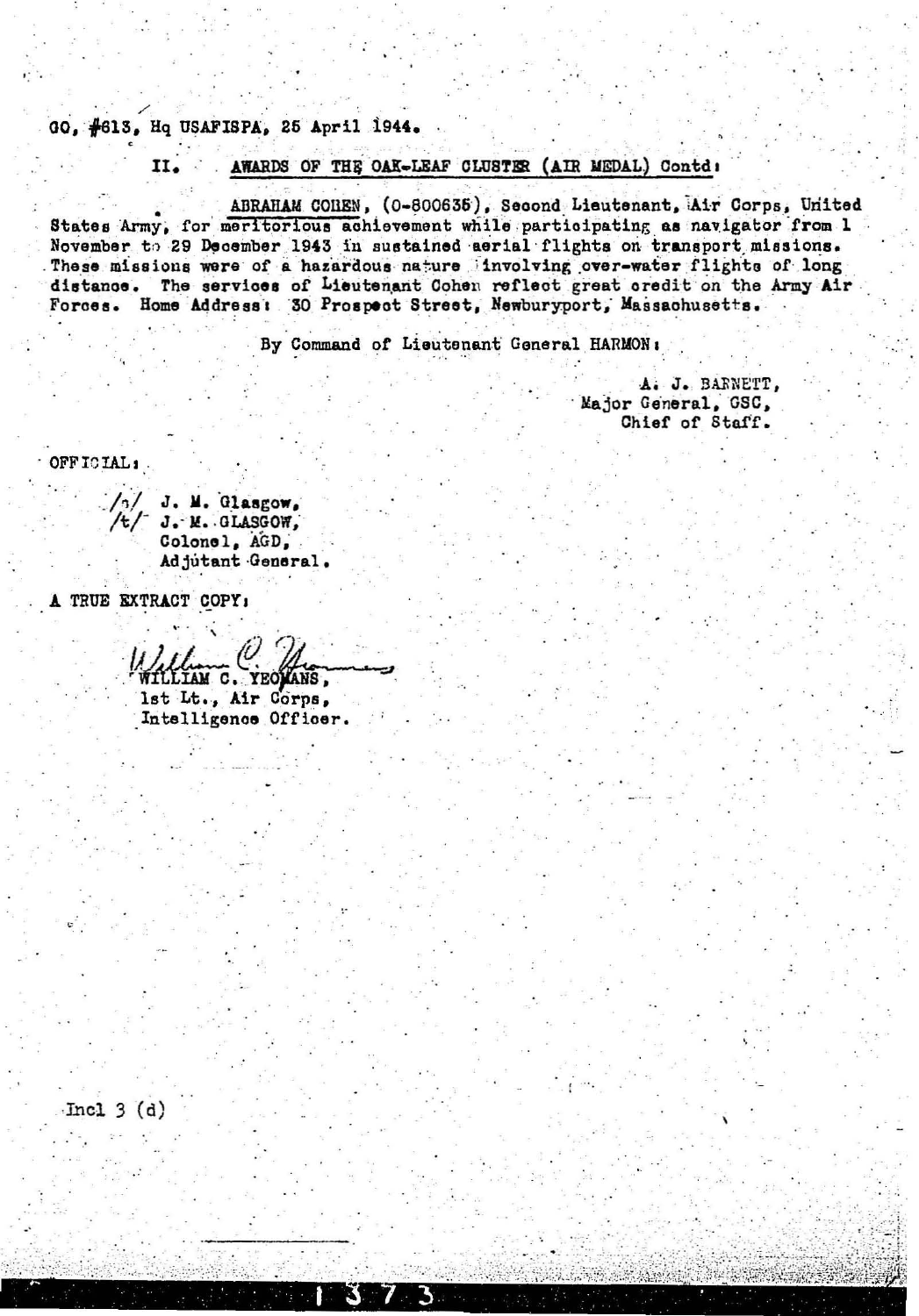GO, #613, Hq USAFISPA, 25 April 1944.

II. AWARDS OF THE OAK-LEAF CLUSTER (AIR MEDAL) Contd:

ABRAHAM COHEN, (O-800636), Second Lieutenant, Air Corps, United States Army, for meritorious achievement while participating as navigator from 1 November to 29 December 1943 in sustained aerial flights on transport missions. These missions were of a hazardous nature involving over-water flights of long distance. The services of Lieutenant Cohen reflect great credit on the Army Air Forces. Home Address: 30 Prospect Street, Newburyport, Massachusetts.

By Command of Lieutenant General HARMON:

A. J. BARNETT,
Major General, GSC,
Chief of Staff.

OFFICIAL:

/s/ J. M. Glasgow,
/t/ J. M. GLASGOW,
Colonel, AGD,
Adjutant General.

A TRUE EXTRACT COPY:

William C. Yeomans
WILLIAM C. YEOMANS,
1st Lt., Air Corps,
Intelligence Officer.

Incl 3 (d)

1373